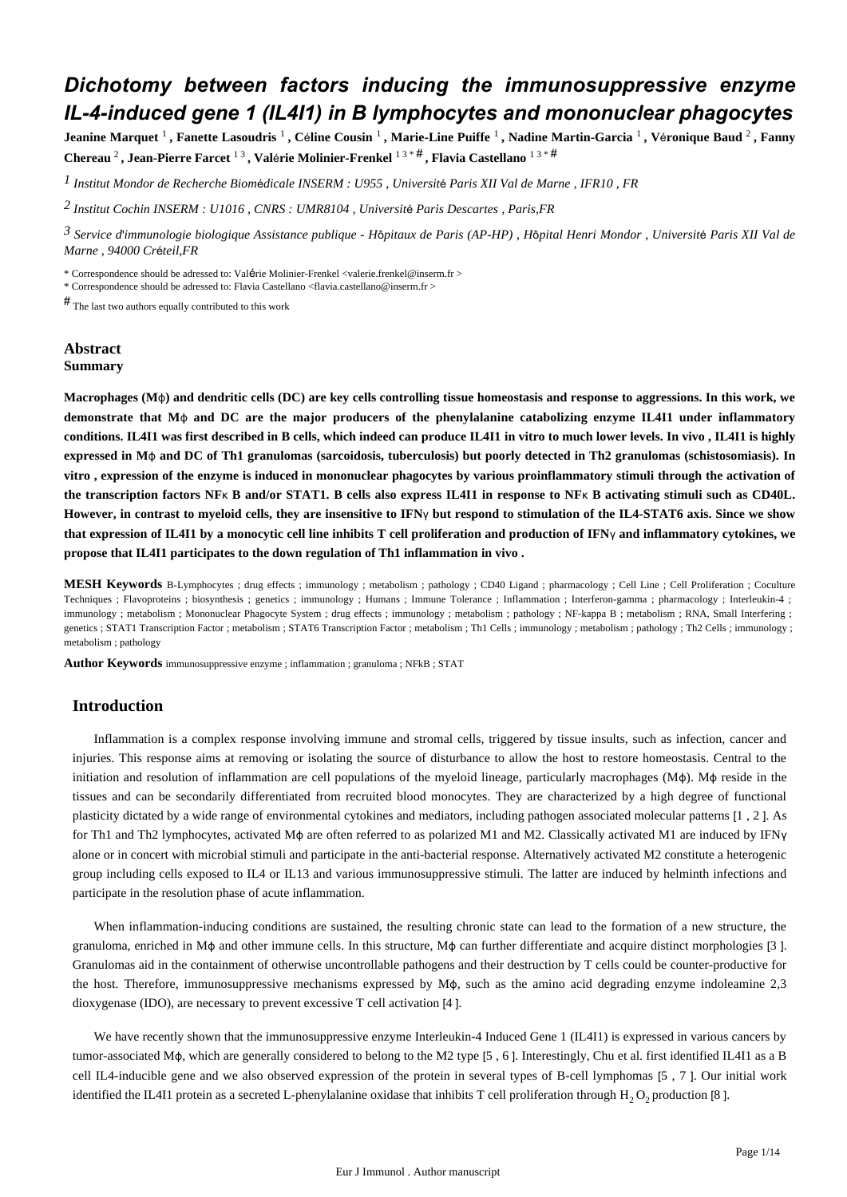# Dichotomy between factors inducing the immunosuppressive enzyme IL-4-induced gene 1 (IL4I1) in B lymphocytes and mononuclear phagocytes

**Jeanine Marquet** [1] **, Fanette Lasoudris** [1] **, Céline Cousin** [1] **, Marie-Line Puiffe** [1] **, Nadine Martin-Garcia** [1] **, Véronique Baud** [2] **, Fanny Chereau** [2] **, Jean-Pierre Farcet** [1 3] **, Valérie Molinier-Frenkel** [1 3 * #] **, Flavia Castellano** [1 3 * #]

[1] *Institut Mondor de Recherche Biomédicale INSERM : U955 , Université Paris XII Val de Marne , IFR10 , FR*

[2] *Institut Cochin INSERM : U1016 , CNRS : UMR8104 , Université Paris Descartes , Paris,FR*

[3] *Service d'immunologie biologique Assistance publique - Hôpitaux de Paris (AP-HP) , Hôpital Henri Mondor , Université Paris XII Val de Marne , 94000 Créteil,FR*

\* Correspondence should be adressed to: Valérie Molinier-Frenkel <valerie.frenkel@inserm.fr >

\* Correspondence should be adressed to: Flavia Castellano <flavia.castellano@inserm.fr >

[#] The last two authors equally contributed to this work

## Abstract

### Summary

**Macrophages (Mϕ) and dendritic cells (DC) are key cells controlling tissue homeostasis and response to aggressions. In this work, we demonstrate that Mϕ and DC are the major producers of the phenylalanine catabolizing enzyme IL4I1 under inflammatory conditions. IL4I1 was first described in B cells, which indeed can produce IL4I1 in vitro to much lower levels. In vivo , IL4I1 is highly expressed in Mϕ and DC of Th1 granulomas (sarcoidosis, tuberculosis) but poorly detected in Th2 granulomas (schistosomiasis). In vitro , expression of the enzyme is induced in mononuclear phagocytes by various proinflammatory stimuli through the activation of the transcription factors NFκ B and/or STAT1. B cells also express IL4I1 in response to NFκ B activating stimuli such as CD40L. However, in contrast to myeloid cells, they are insensitive to IFNγ but respond to stimulation of the IL4-STAT6 axis. Since we show that expression of IL4I1 by a monocytic cell line inhibits T cell proliferation and production of IFNγ and inflammatory cytokines, we propose that IL4I1 participates to the down regulation of Th1 inflammation in vivo .**

**MESH Keywords** B-Lymphocytes ; drug effects ; immunology ; metabolism ; pathology ; CD40 Ligand ; pharmacology ; Cell Line ; Cell Proliferation ; Coculture Techniques ; Flavoproteins ; biosynthesis ; genetics ; immunology ; Humans ; Immune Tolerance ; Inflammation ; Interferon-gamma ; pharmacology ; Interleukin-4 ; immunology ; metabolism ; Mononuclear Phagocyte System ; drug effects ; immunology ; metabolism ; pathology ; NF-kappa B ; metabolism ; RNA, Small Interfering ; genetics ; STAT1 Transcription Factor ; metabolism ; STAT6 Transcription Factor ; metabolism ; Th1 Cells ; immunology ; metabolism ; pathology ; Th2 Cells ; immunology ; metabolism ; pathology

**Author Keywords** immunosuppressive enzyme ; inflammation ; granuloma ; NFkB ; STAT

## Introduction

Inflammation is a complex response involving immune and stromal cells, triggered by tissue insults, such as infection, cancer and injuries. This response aims at removing or isolating the source of disturbance to allow the host to restore homeostasis. Central to the initiation and resolution of inflammation are cell populations of the myeloid lineage, particularly macrophages (Mϕ). Mϕ reside in the tissues and can be secondarily differentiated from recruited blood monocytes. They are characterized by a high degree of functional plasticity dictated by a wide range of environmental cytokines and mediators, including pathogen associated molecular patterns [1 , 2 ]. As for Th1 and Th2 lymphocytes, activated Mϕ are often referred to as polarized M1 and M2. Classically activated M1 are induced by IFNγ alone or in concert with microbial stimuli and participate in the anti-bacterial response. Alternatively activated M2 constitute a heterogenic group including cells exposed to IL4 or IL13 and various immunosuppressive stimuli. The latter are induced by helminth infections and participate in the resolution phase of acute inflammation.

When inflammation-inducing conditions are sustained, the resulting chronic state can lead to the formation of a new structure, the granuloma, enriched in Mϕ and other immune cells. In this structure, Mϕ can further differentiate and acquire distinct morphologies [3 ]. Granulomas aid in the containment of otherwise uncontrollable pathogens and their destruction by T cells could be counter-productive for the host. Therefore, immunosuppressive mechanisms expressed by Mϕ, such as the amino acid degrading enzyme indoleamine 2,3 dioxygenase (IDO), are necessary to prevent excessive T cell activation [4 ].

We have recently shown that the immunosuppressive enzyme Interleukin-4 Induced Gene 1 (IL4I1) is expressed in various cancers by tumor-associated Mϕ, which are generally considered to belong to the M2 type [5 , 6 ]. Interestingly, Chu et al. first identified IL4I1 as a B cell IL4-inducible gene and we also observed expression of the protein in several types of B-cell lymphomas [5 , 7 ]. Our initial work identified the IL4I1 protein as a secreted L-phenylalanine oxidase that inhibits T cell proliferation through $H_2O_2$ production [8 ].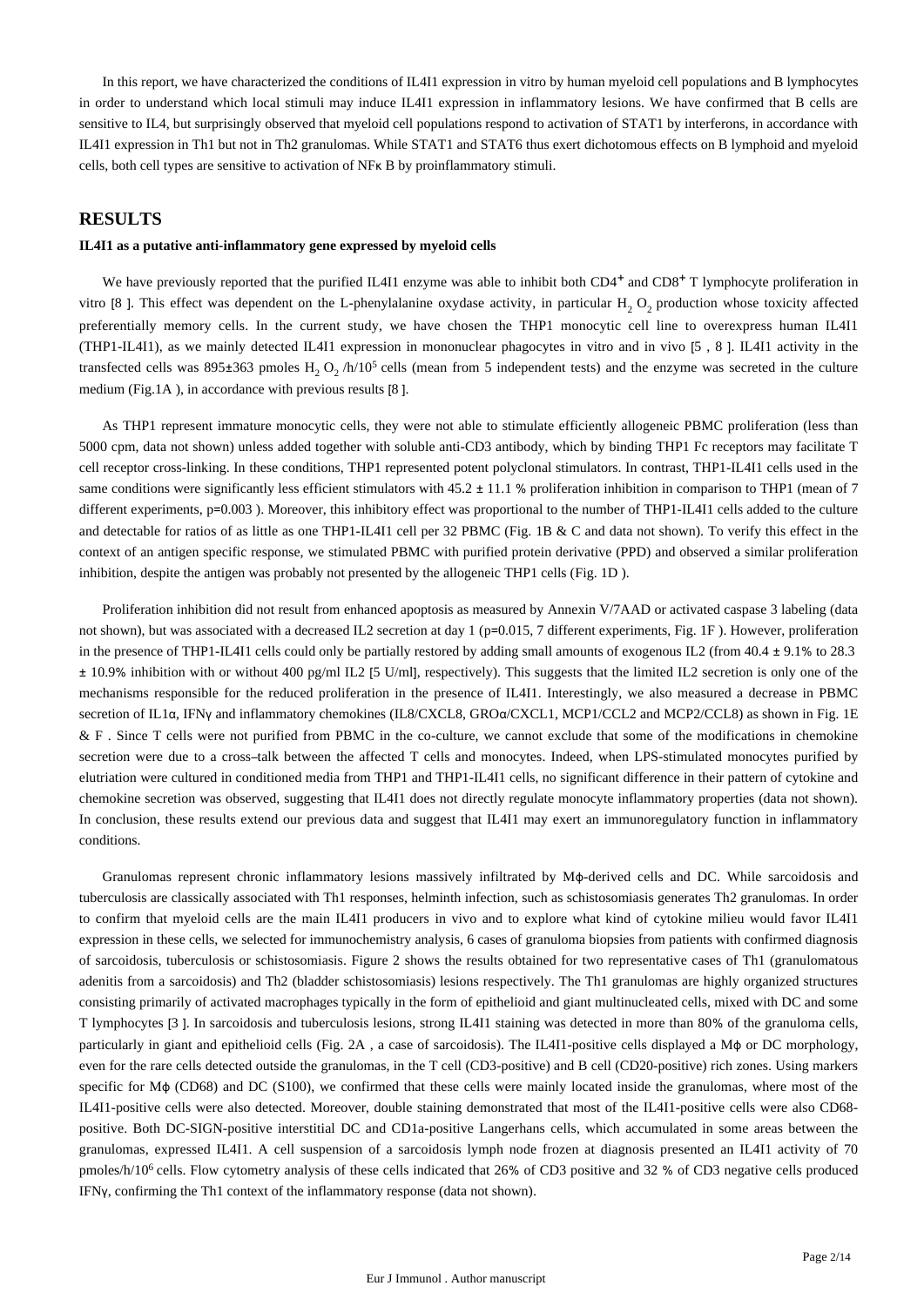In this report, we have characterized the conditions of IL4I1 expression in vitro by human myeloid cell populations and B lymphocytes in order to understand which local stimuli may induce IL4I1 expression in inflammatory lesions. We have confirmed that B cells are sensitive to IL4, but surprisingly observed that myeloid cell populations respond to activation of STAT1 by interferons, in accordance with IL4I1 expression in Th1 but not in Th2 granulomas. While STAT1 and STAT6 thus exert dichotomous effects on B lymphoid and myeloid cells, both cell types are sensitive to activation of NFκ B by proinflammatory stimuli.

## RESULTS

### IL4I1 as a putative anti-inflammatory gene expressed by myeloid cells

We have previously reported that the purified IL4I1 enzyme was able to inhibit both CD4$^+$ and CD8$^+$ T lymphocyte proliferation in vitro [8 ]. This effect was dependent on the L-phenylalanine oxydase activity, in particular $H_2O_2$ production whose toxicity affected preferentially memory cells. In the current study, we have chosen the THP1 monocytic cell line to overexpress human IL4I1 (THP1-IL4I1), as we mainly detected IL4I1 expression in mononuclear phagocytes in vitro and in vivo [5 , 8 ]. IL4I1 activity in the transfected cells was 895±363 pmoles $H_2O_2$ /h/$10^5$ cells (mean from 5 independent tests) and the enzyme was secreted in the culture medium (Fig.1A ), in accordance with previous results [8 ].

As THP1 represent immature monocytic cells, they were not able to stimulate efficiently allogeneic PBMC proliferation (less than 5000 cpm, data not shown) unless added together with soluble anti-CD3 antibody, which by binding THP1 Fc receptors may facilitate T cell receptor cross-linking. In these conditions, THP1 represented potent polyclonal stimulators. In contrast, THP1-IL4I1 cells used in the same conditions were significantly less efficient stimulators with 45.2 ± 11.1 % proliferation inhibition in comparison to THP1 (mean of 7 different experiments, p=0.003 ). Moreover, this inhibitory effect was proportional to the number of THP1-IL4I1 cells added to the culture and detectable for ratios of as little as one THP1-IL4I1 cell per 32 PBMC (Fig. 1B & C and data not shown). To verify this effect in the context of an antigen specific response, we stimulated PBMC with purified protein derivative (PPD) and observed a similar proliferation inhibition, despite the antigen was probably not presented by the allogeneic THP1 cells (Fig. 1D ).

Proliferation inhibition did not result from enhanced apoptosis as measured by Annexin V/7AAD or activated caspase 3 labeling (data not shown), but was associated with a decreased IL2 secretion at day 1 (p=0.015, 7 different experiments, Fig. 1F ). However, proliferation in the presence of THP1-IL4I1 cells could only be partially restored by adding small amounts of exogenous IL2 (from 40.4 ± 9.1% to 28.3 ± 10.9% inhibition with or without 400 pg/ml IL2 [5 U/ml], respectively). This suggests that the limited IL2 secretion is only one of the mechanisms responsible for the reduced proliferation in the presence of IL4I1. Interestingly, we also measured a decrease in PBMC secretion of IL1α, IFNγ and inflammatory chemokines (IL8/CXCL8, GROα/CXCL1, MCP1/CCL2 and MCP2/CCL8) as shown in Fig. 1E & F . Since T cells were not purified from PBMC in the co-culture, we cannot exclude that some of the modifications in chemokine secretion were due to a cross–talk between the affected T cells and monocytes. Indeed, when LPS-stimulated monocytes purified by elutriation were cultured in conditioned media from THP1 and THP1-IL4I1 cells, no significant difference in their pattern of cytokine and chemokine secretion was observed, suggesting that IL4I1 does not directly regulate monocyte inflammatory properties (data not shown). In conclusion, these results extend our previous data and suggest that IL4I1 may exert an immunoregulatory function in inflammatory conditions.

Granulomas represent chronic inflammatory lesions massively infiltrated by Mφ-derived cells and DC. While sarcoidosis and tuberculosis are classically associated with Th1 responses, helminth infection, such as schistosomiasis generates Th2 granulomas. In order to confirm that myeloid cells are the main IL4I1 producers in vivo and to explore what kind of cytokine milieu would favor IL4I1 expression in these cells, we selected for immunochemistry analysis, 6 cases of granuloma biopsies from patients with confirmed diagnosis of sarcoidosis, tuberculosis or schistosomiasis. Figure 2 shows the results obtained for two representative cases of Th1 (granulomatous adenitis from a sarcoidosis) and Th2 (bladder schistosomiasis) lesions respectively. The Th1 granulomas are highly organized structures consisting primarily of activated macrophages typically in the form of epithelioid and giant multinucleated cells, mixed with DC and some T lymphocytes [3 ]. In sarcoidosis and tuberculosis lesions, strong IL4I1 staining was detected in more than 80% of the granuloma cells, particularly in giant and epithelioid cells (Fig. 2A , a case of sarcoidosis). The IL4I1-positive cells displayed a Mφ or DC morphology, even for the rare cells detected outside the granulomas, in the T cell (CD3-positive) and B cell (CD20-positive) rich zones. Using markers specific for Mφ (CD68) and DC (S100), we confirmed that these cells were mainly located inside the granulomas, where most of the IL4I1-positive cells were also detected. Moreover, double staining demonstrated that most of the IL4I1-positive cells were also CD68-positive. Both DC-SIGN-positive interstitial DC and CD1a-positive Langerhans cells, which accumulated in some areas between the granulomas, expressed IL4I1. A cell suspension of a sarcoidosis lymph node frozen at diagnosis presented an IL4I1 activity of 70 pmoles/h/$10^6$ cells. Flow cytometry analysis of these cells indicated that 26% of CD3 positive and 32 % of CD3 negative cells produced IFNγ, confirming the Th1 context of the inflammatory response (data not shown).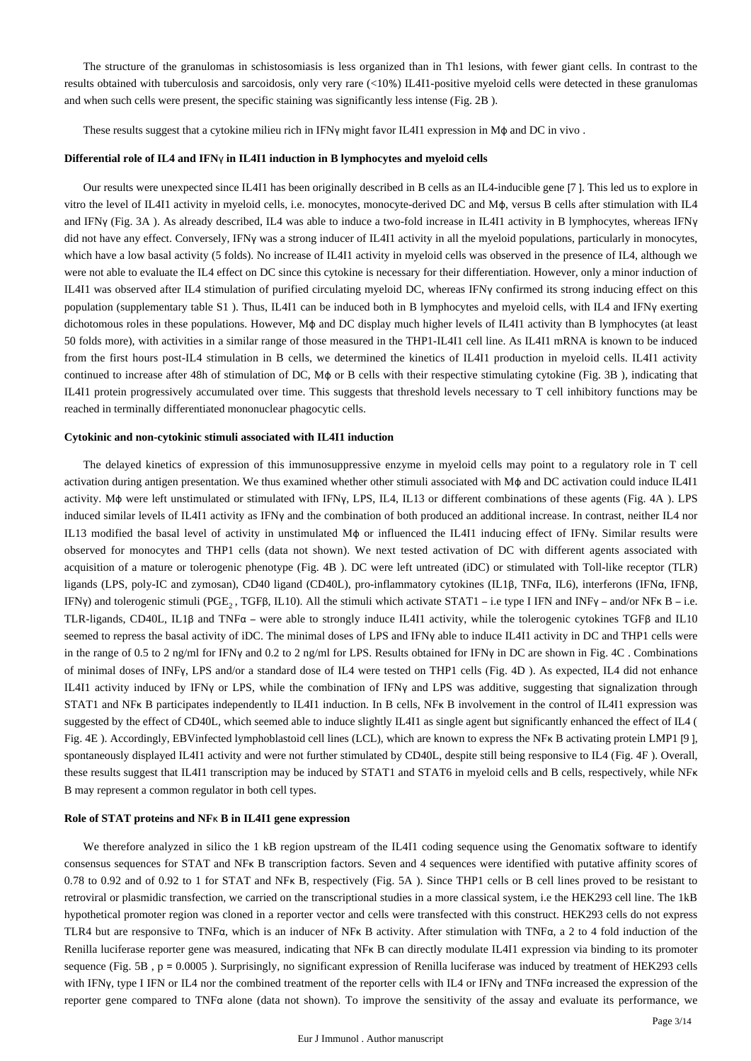The structure of the granulomas in schistosomiasis is less organized than in Th1 lesions, with fewer giant cells. In contrast to the results obtained with tuberculosis and sarcoidosis, only very rare (<10%) IL4I1-positive myeloid cells were detected in these granulomas and when such cells were present, the specific staining was significantly less intense (Fig. 2B ).

These results suggest that a cytokine milieu rich in IFNγ might favor IL4I1 expression in Mϕ and DC in vivo .

### Differential role of IL4 and IFNγ in IL4I1 induction in B lymphocytes and myeloid cells

Our results were unexpected since IL4I1 has been originally described in B cells as an IL4-inducible gene [7 ]. This led us to explore in vitro the level of IL4I1 activity in myeloid cells, i.e. monocytes, monocyte-derived DC and Mϕ, versus B cells after stimulation with IL4 and IFNγ (Fig. 3A ). As already described, IL4 was able to induce a two-fold increase in IL4I1 activity in B lymphocytes, whereas IFNγ did not have any effect. Conversely, IFNγ was a strong inducer of IL4I1 activity in all the myeloid populations, particularly in monocytes, which have a low basal activity (5 folds). No increase of IL4I1 activity in myeloid cells was observed in the presence of IL4, although we were not able to evaluate the IL4 effect on DC since this cytokine is necessary for their differentiation. However, only a minor induction of IL4I1 was observed after IL4 stimulation of purified circulating myeloid DC, whereas IFNγ confirmed its strong inducing effect on this population (supplementary table S1 ). Thus, IL4I1 can be induced both in B lymphocytes and myeloid cells, with IL4 and IFNγ exerting dichotomous roles in these populations. However, Mϕ and DC display much higher levels of IL4I1 activity than B lymphocytes (at least 50 folds more), with activities in a similar range of those measured in the THP1-IL4I1 cell line. As IL4I1 mRNA is known to be induced from the first hours post-IL4 stimulation in B cells, we determined the kinetics of IL4I1 production in myeloid cells. IL4I1 activity continued to increase after 48h of stimulation of DC, Mϕ or B cells with their respective stimulating cytokine (Fig. 3B ), indicating that IL4I1 protein progressively accumulated over time. This suggests that threshold levels necessary to T cell inhibitory functions may be reached in terminally differentiated mononuclear phagocytic cells.

### Cytokinic and non-cytokinic stimuli associated with IL4I1 induction

The delayed kinetics of expression of this immunosuppressive enzyme in myeloid cells may point to a regulatory role in T cell activation during antigen presentation. We thus examined whether other stimuli associated with Mϕ and DC activation could induce IL4I1 activity. Mϕ were left unstimulated or stimulated with IFNγ, LPS, IL4, IL13 or different combinations of these agents (Fig. 4A ). LPS induced similar levels of IL4I1 activity as IFNγ and the combination of both produced an additional increase. In contrast, neither IL4 nor IL13 modified the basal level of activity in unstimulated Mϕ or influenced the IL4I1 inducing effect of IFNγ. Similar results were observed for monocytes and THP1 cells (data not shown). We next tested activation of DC with different agents associated with acquisition of a mature or tolerogenic phenotype (Fig. 4B ). DC were left untreated (iDC) or stimulated with Toll-like receptor (TLR) ligands (LPS, poly-IC and zymosan), CD40 ligand (CD40L), pro-inflammatory cytokines (IL1β, TNFα, IL6), interferons (IFNα, IFNβ, IFNγ) and tolerogenic stimuli ($PGE_2$ , TGFβ, IL10). All the stimuli which activate STAT1 – i.e type I IFN and INFγ – and/or NFκ B – i.e. TLR-ligands, CD40L, IL1β and TNFα – were able to strongly induce IL4I1 activity, while the tolerogenic cytokines TGFβ and IL10 seemed to repress the basal activity of iDC. The minimal doses of LPS and IFNγ able to induce IL4I1 activity in DC and THP1 cells were in the range of 0.5 to 2 ng/ml for IFNγ and 0.2 to 2 ng/ml for LPS. Results obtained for IFNγ in DC are shown in Fig. 4C . Combinations of minimal doses of INFγ, LPS and/or a standard dose of IL4 were tested on THP1 cells (Fig. 4D ). As expected, IL4 did not enhance IL4I1 activity induced by IFNγ or LPS, while the combination of IFNγ and LPS was additive, suggesting that signalization through STAT1 and NFκ B participates independently to IL4I1 induction. In B cells, NFκ B involvement in the control of IL4I1 expression was suggested by the effect of CD40L, which seemed able to induce slightly IL4I1 as single agent but significantly enhanced the effect of IL4 ( Fig. 4E ). Accordingly, EBVinfected lymphoblastoid cell lines (LCL), which are known to express the NFκ B activating protein LMP1 [9 ], spontaneously displayed IL4I1 activity and were not further stimulated by CD40L, despite still being responsive to IL4 (Fig. 4F ). Overall, these results suggest that IL4I1 transcription may be induced by STAT1 and STAT6 in myeloid cells and B cells, respectively, while NFκ B may represent a common regulator in both cell types.

### Role of STAT proteins and NFκ B in IL4I1 gene expression

We therefore analyzed in silico the 1 kB region upstream of the IL4I1 coding sequence using the Genomatix software to identify consensus sequences for STAT and NFκ B transcription factors. Seven and 4 sequences were identified with putative affinity scores of 0.78 to 0.92 and of 0.92 to 1 for STAT and NFκ B, respectively (Fig. 5A ). Since THP1 cells or B cell lines proved to be resistant to retroviral or plasmidic transfection, we carried on the transcriptional studies in a more classical system, i.e the HEK293 cell line. The 1kB hypothetical promoter region was cloned in a reporter vector and cells were transfected with this construct. HEK293 cells do not express TLR4 but are responsive to TNFα, which is an inducer of NFκ B activity. After stimulation with TNFα, a 2 to 4 fold induction of the Renilla luciferase reporter gene was measured, indicating that NFκ B can directly modulate IL4I1 expression via binding to its promoter sequence (Fig. 5B , $p = 0.0005$ ). Surprisingly, no significant expression of Renilla luciferase was induced by treatment of HEK293 cells with IFNγ, type I IFN or IL4 nor the combined treatment of the reporter cells with IL4 or IFNγ and TNFα increased the expression of the reporter gene compared to TNFα alone (data not shown). To improve the sensitivity of the assay and evaluate its performance, we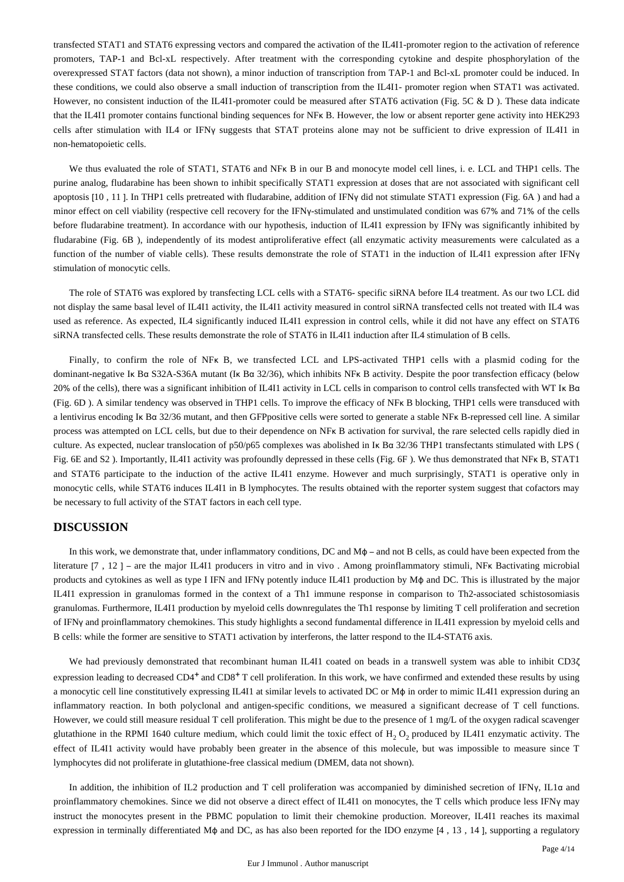transfected STAT1 and STAT6 expressing vectors and compared the activation of the IL4I1-promoter region to the activation of reference promoters, TAP-1 and Bcl-xL respectively. After treatment with the corresponding cytokine and despite phosphorylation of the overexpressed STAT factors (data not shown), a minor induction of transcription from TAP-1 and Bcl-xL promoter could be induced. In these conditions, we could also observe a small induction of transcription from the IL4I1- promoter region when STAT1 was activated. However, no consistent induction of the IL4I1-promoter could be measured after STAT6 activation (Fig. 5C & D ). These data indicate that the IL4I1 promoter contains functional binding sequences for NFκ B. However, the low or absent reporter gene activity into HEK293 cells after stimulation with IL4 or IFNγ suggests that STAT proteins alone may not be sufficient to drive expression of IL4I1 in non-hematopoietic cells.

We thus evaluated the role of STAT1, STAT6 and NFκ B in our B and monocyte model cell lines, i. e. LCL and THP1 cells. The purine analog, fludarabine has been shown to inhibit specifically STAT1 expression at doses that are not associated with significant cell apoptosis [10 , 11 ]. In THP1 cells pretreated with fludarabine, addition of IFNγ did not stimulate STAT1 expression (Fig. 6A ) and had a minor effect on cell viability (respective cell recovery for the IFNγ-stimulated and unstimulated condition was 67% and 71% of the cells before fludarabine treatment). In accordance with our hypothesis, induction of IL4I1 expression by IFNγ was significantly inhibited by fludarabine (Fig. 6B ), independently of its modest antiproliferative effect (all enzymatic activity measurements were calculated as a function of the number of viable cells). These results demonstrate the role of STAT1 in the induction of IL4I1 expression after IFNγ stimulation of monocytic cells.

The role of STAT6 was explored by transfecting LCL cells with a STAT6- specific siRNA before IL4 treatment. As our two LCL did not display the same basal level of IL4I1 activity, the IL4I1 activity measured in control siRNA transfected cells not treated with IL4 was used as reference. As expected, IL4 significantly induced IL4I1 expression in control cells, while it did not have any effect on STAT6 siRNA transfected cells. These results demonstrate the role of STAT6 in IL4I1 induction after IL4 stimulation of B cells.

Finally, to confirm the role of NFκ B, we transfected LCL and LPS-activated THP1 cells with a plasmid coding for the dominant-negative Iκ Bα S32A-S36A mutant (Iκ Bα 32/36), which inhibits NFκ B activity. Despite the poor transfection efficacy (below 20% of the cells), there was a significant inhibition of IL4I1 activity in LCL cells in comparison to control cells transfected with WT Iκ Bα (Fig. 6D ). A similar tendency was observed in THP1 cells. To improve the efficacy of NFκ B blocking, THP1 cells were transduced with a lentivirus encoding Iκ Bα 32/36 mutant, and then GFPpositive cells were sorted to generate a stable NFκ B-repressed cell line. A similar process was attempted on LCL cells, but due to their dependence on NFκ B activation for survival, the rare selected cells rapidly died in culture. As expected, nuclear translocation of p50/p65 complexes was abolished in Iκ Bα 32/36 THP1 transfectants stimulated with LPS ( Fig. 6E and S2 ). Importantly, IL4I1 activity was profoundly depressed in these cells (Fig. 6F ). We thus demonstrated that NFκ B, STAT1 and STAT6 participate to the induction of the active IL4I1 enzyme. However and much surprisingly, STAT1 is operative only in monocytic cells, while STAT6 induces IL4I1 in B lymphocytes. The results obtained with the reporter system suggest that cofactors may be necessary to full activity of the STAT factors in each cell type.

## DISCUSSION

In this work, we demonstrate that, under inflammatory conditions, DC and Mϕ – and not B cells, as could have been expected from the literature [7 , 12 ] – are the major IL4I1 producers in vitro and in vivo . Among proinflammatory stimuli, NFκ Bactivating microbial products and cytokines as well as type I IFN and IFNγ potently induce IL4I1 production by Mϕ and DC. This is illustrated by the major IL4I1 expression in granulomas formed in the context of a Th1 immune response in comparison to Th2-associated schistosomiasis granulomas. Furthermore, IL4I1 production by myeloid cells downregulates the Th1 response by limiting T cell proliferation and secretion of IFNγ and proinflammatory chemokines. This study highlights a second fundamental difference in IL4I1 expression by myeloid cells and B cells: while the former are sensitive to STAT1 activation by interferons, the latter respond to the IL4-STAT6 axis.

We had previously demonstrated that recombinant human IL4I1 coated on beads in a transwell system was able to inhibit CD3ζ expression leading to decreased $CD4^{+}$ and $CD8^{+}$ T cell proliferation. In this work, we have confirmed and extended these results by using a monocytic cell line constitutively expressing IL4I1 at similar levels to activated DC or Mϕ in order to mimic IL4I1 expression during an inflammatory reaction. In both polyclonal and antigen-specific conditions, we measured a significant decrease of T cell functions. However, we could still measure residual T cell proliferation. This might be due to the presence of 1 mg/L of the oxygen radical scavenger glutathione in the RPMI 1640 culture medium, which could limit the toxic effect of $H_2O_2$ produced by IL4I1 enzymatic activity. The effect of IL4I1 activity would have probably been greater in the absence of this molecule, but was impossible to measure since T lymphocytes did not proliferate in glutathione-free classical medium (DMEM, data not shown).

In addition, the inhibition of IL2 production and T cell proliferation was accompanied by diminished secretion of IFNγ, IL1α and proinflammatory chemokines. Since we did not observe a direct effect of IL4I1 on monocytes, the T cells which produce less IFNγ may instruct the monocytes present in the PBMC population to limit their chemokine production. Moreover, IL4I1 reaches its maximal expression in terminally differentiated Mϕ and DC, as has also been reported for the IDO enzyme [4 , 13 , 14 ], supporting a regulatory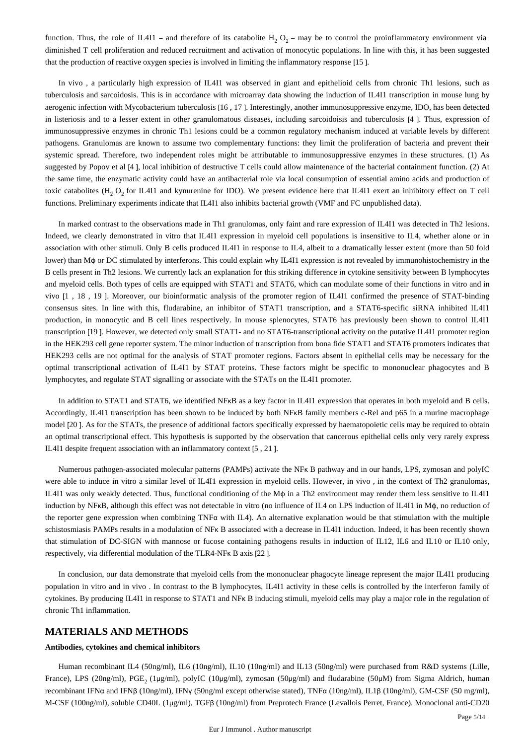function. Thus, the role of IL4I1 – and therefore of its catabolite $H_2O_2$ – may be to control the proinflammatory environment via diminished T cell proliferation and reduced recruitment and activation of monocytic populations. In line with this, it has been suggested that the production of reactive oxygen species is involved in limiting the inflammatory response [15 ].

In vivo , a particularly high expression of IL4I1 was observed in giant and epithelioid cells from chronic Th1 lesions, such as tuberculosis and sarcoidosis. This is in accordance with microarray data showing the induction of IL4I1 transcription in mouse lung by aerogenic infection with Mycobacterium tuberculosis [16 , 17 ]. Interestingly, another immunosuppressive enzyme, IDO, has been detected in listeriosis and to a lesser extent in other granulomatous diseases, including sarcoidoisis and tuberculosis [4 ]. Thus, expression of immunosuppressive enzymes in chronic Th1 lesions could be a common regulatory mechanism induced at variable levels by different pathogens. Granulomas are known to assume two complementary functions: they limit the proliferation of bacteria and prevent their systemic spread. Therefore, two independent roles might be attributable to immunosuppressive enzymes in these structures. (1) As suggested by Popov et al [4 ], local inhibition of destructive T cells could allow maintenance of the bacterial containment function. (2) At the same time, the enzymatic activity could have an antibacterial role via local consumption of essential amino acids and production of toxic catabolites ($H_2O_2$ for IL4I1 and kynurenine for IDO). We present evidence here that IL4I1 exert an inhibitory effect on T cell functions. Preliminary experiments indicate that IL4I1 also inhibits bacterial growth (VMF and FC unpublished data).

In marked contrast to the observations made in Th1 granulomas, only faint and rare expression of IL4I1 was detected in Th2 lesions. Indeed, we clearly demonstrated in vitro that IL4I1 expression in myeloid cell populations is insensitive to IL4, whether alone or in association with other stimuli. Only B cells produced IL4I1 in response to IL4, albeit to a dramatically lesser extent (more than 50 fold lower) than Mϕ or DC stimulated by interferons. This could explain why IL4I1 expression is not revealed by immunohistochemistry in the B cells present in Th2 lesions. We currently lack an explanation for this striking difference in cytokine sensitivity between B lymphocytes and myeloid cells. Both types of cells are equipped with STAT1 and STAT6, which can modulate some of their functions in vitro and in vivo [1 , 18 , 19 ]. Moreover, our bioinformatic analysis of the promoter region of IL4I1 confirmed the presence of STAT-binding consensus sites. In line with this, fludarabine, an inhibitor of STAT1 transcription, and a STAT6-specific siRNA inhibited IL4I1 production, in monocytic and B cell lines respectively. In mouse splenocytes, STAT6 has previously been shown to control IL4I1 transcription [19 ]. However, we detected only small STAT1- and no STAT6-transcriptional activity on the putative IL4I1 promoter region in the HEK293 cell gene reporter system. The minor induction of transcription from bona fide STAT1 and STAT6 promoters indicates that HEK293 cells are not optimal for the analysis of STAT promoter regions. Factors absent in epithelial cells may be necessary for the optimal transcriptional activation of IL4I1 by STAT proteins. These factors might be specific to mononuclear phagocytes and B lymphocytes, and regulate STAT signalling or associate with the STATs on the IL4I1 promoter.

In addition to STAT1 and STAT6, we identified NFκB as a key factor in IL4I1 expression that operates in both myeloid and B cells. Accordingly, IL4I1 transcription has been shown to be induced by both NFκB family members c-Rel and p65 in a murine macrophage model [20 ]. As for the STATs, the presence of additional factors specifically expressed by haematopoietic cells may be required to obtain an optimal transcriptional effect. This hypothesis is supported by the observation that cancerous epithelial cells only very rarely express IL4I1 despite frequent association with an inflammatory context [5 , 21 ].

Numerous pathogen-associated molecular patterns (PAMPs) activate the NFκ B pathway and in our hands, LPS, zymosan and polyIC were able to induce in vitro a similar level of IL4I1 expression in myeloid cells. However, in vivo , in the context of Th2 granulomas, IL4I1 was only weakly detected. Thus, functional conditioning of the Mϕ in a Th2 environment may render them less sensitive to IL4I1 induction by NFκB, although this effect was not detectable in vitro (no influence of IL4 on LPS induction of IL4I1 in Mϕ, no reduction of the reporter gene expression when combining TNFα with IL4). An alternative explanation would be that stimulation with the multiple schistosmiasis PAMPs results in a modulation of NFκ B associated with a decrease in IL4I1 induction. Indeed, it has been recently shown that stimulation of DC-SIGN with mannose or fucose containing pathogens results in induction of IL12, IL6 and IL10 or IL10 only, respectively, via differential modulation of the TLR4-NFκ B axis [22 ].

In conclusion, our data demonstrate that myeloid cells from the mononuclear phagocyte lineage represent the major IL4I1 producing population in vitro and in vivo . In contrast to the B lymphocytes, IL4I1 activity in these cells is controlled by the interferon family of cytokines. By producing IL4I1 in response to STAT1 and NFκ B inducing stimuli, myeloid cells may play a major role in the regulation of chronic Th1 inflammation.

## MATERIALS AND METHODS

### Antibodies, cytokines and chemical inhibitors

Human recombinant IL4 (50ng/ml), IL6 (10ng/ml), IL10 (10ng/ml) and IL13 (50ng/ml) were purchased from R&D systems (Lille, France), LPS (20ng/ml), $PGE_2$ (1μg/ml), polyIC (10μg/ml), zymosan (50μg/ml) and fludarabine (50μM) from Sigma Aldrich, human recombinant IFNα and IFNβ (10ng/ml), IFNγ (50ng/ml except otherwise stated), TNFα (10ng/ml), IL1β (10ng/ml), GM-CSF (50 mg/ml), M-CSF (100ng/ml), soluble CD40L (1μg/ml), TGFβ (10ng/ml) from Preprotech France (Levallois Perret, France). Monoclonal anti-CD20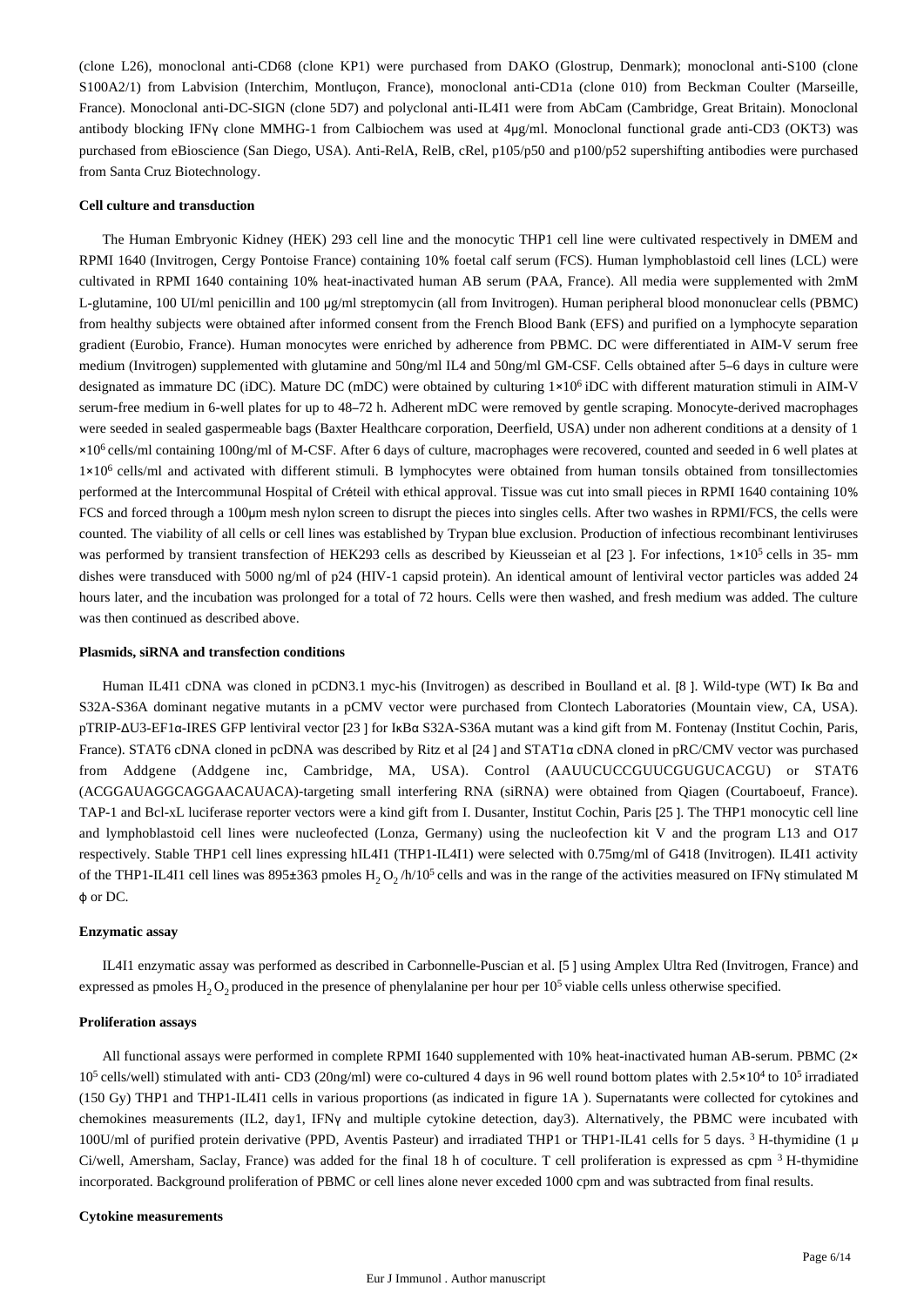(clone L26), monoclonal anti-CD68 (clone KP1) were purchased from DAKO (Glostrup, Denmark); monoclonal anti-S100 (clone S100A2/1) from Labvision (Interchim, Montluçon, France), monoclonal anti-CD1a (clone 010) from Beckman Coulter (Marseille, France). Monoclonal anti-DC-SIGN (clone 5D7) and polyclonal anti-IL4I1 were from AbCam (Cambridge, Great Britain). Monoclonal antibody blocking IFNγ clone MMHG-1 from Calbiochem was used at 4μg/ml. Monoclonal functional grade anti-CD3 (OKT3) was purchased from eBioscience (San Diego, USA). Anti-RelA, RelB, cRel, p105/p50 and p100/p52 supershifting antibodies were purchased from Santa Cruz Biotechnology.

#### Cell culture and transduction

The Human Embryonic Kidney (HEK) 293 cell line and the monocytic THP1 cell line were cultivated respectively in DMEM and RPMI 1640 (Invitrogen, Cergy Pontoise France) containing 10% foetal calf serum (FCS). Human lymphoblastoid cell lines (LCL) were cultivated in RPMI 1640 containing 10% heat-inactivated human AB serum (PAA, France). All media were supplemented with 2mM L-glutamine, 100 UI/ml penicillin and 100 μg/ml streptomycin (all from Invitrogen). Human peripheral blood mononuclear cells (PBMC) from healthy subjects were obtained after informed consent from the French Blood Bank (EFS) and purified on a lymphocyte separation gradient (Eurobio, France). Human monocytes were enriched by adherence from PBMC. DC were differentiated in AIM-V serum free medium (Invitrogen) supplemented with glutamine and 50ng/ml IL4 and 50ng/ml GM-CSF. Cells obtained after 5–6 days in culture were designated as immature DC (iDC). Mature DC (mDC) were obtained by culturing $1\times10^6$ iDC with different maturation stimuli in AIM-V serum-free medium in 6-well plates for up to 48–72 h. Adherent mDC were removed by gentle scraping. Monocyte-derived macrophages were seeded in sealed gaspermeable bags (Baxter Healthcare corporation, Deerfield, USA) under non adherent conditions at a density of $1\times10^6$ cells/ml containing 100ng/ml of M-CSF. After 6 days of culture, macrophages were recovered, counted and seeded in 6 well plates at $1\times10^6$ cells/ml and activated with different stimuli. B lymphocytes were obtained from human tonsils obtained from tonsillectomies performed at the Intercommunal Hospital of Créteil with ethical approval. Tissue was cut into small pieces in RPMI 1640 containing 10% FCS and forced through a 100μm mesh nylon screen to disrupt the pieces into singles cells. After two washes in RPMI/FCS, the cells were counted. The viability of all cells or cell lines was established by Trypan blue exclusion. Production of infectious recombinant lentiviruses was performed by transient transfection of HEK293 cells as described by Kieusseian et al [23 ]. For infections, $1\times10^5$ cells in 35- mm dishes were transduced with 5000 ng/ml of p24 (HIV-1 capsid protein). An identical amount of lentiviral vector particles was added 24 hours later, and the incubation was prolonged for a total of 72 hours. Cells were then washed, and fresh medium was added. The culture was then continued as described above.

#### Plasmids, siRNA and transfection conditions

Human IL4I1 cDNA was cloned in pCDN3.1 myc-his (Invitrogen) as described in Boulland et al. [8 ]. Wild-type (WT) Iκ Bα and S32A-S36A dominant negative mutants in a pCMV vector were purchased from Clontech Laboratories (Mountain view, CA, USA). pTRIP-ΔU3-EF1α-IRES GFP lentiviral vector [23 ] for IκBα S32A-S36A mutant was a kind gift from M. Fontenay (Institut Cochin, Paris, France). STAT6 cDNA cloned in pcDNA was described by Ritz et al [24 ] and STAT1α cDNA cloned in pRC/CMV vector was purchased from Addgene (Addgene inc, Cambridge, MA, USA). Control (AAUUCUCCGUUCGUGUCACGU) or STAT6 (ACGGAUAGGCAGGAACAUACA)-targeting small interfering RNA (siRNA) were obtained from Qiagen (Courtaboeuf, France). TAP-1 and Bcl-xL luciferase reporter vectors were a kind gift from I. Dusanter, Institut Cochin, Paris [25 ]. The THP1 monocytic cell line and lymphoblastoid cell lines were nucleofected (Lonza, Germany) using the nucleofection kit V and the program L13 and O17 respectively. Stable THP1 cell lines expressing hIL4I1 (THP1-IL4I1) were selected with 0.75mg/ml of G418 (Invitrogen). IL4I1 activity of the THP1-IL4I1 cell lines was 895±363 pmoles $H_2O_2$/h/$10^5$ cells and was in the range of the activities measured on IFNγ stimulated M ϕ or DC.

#### Enzymatic assay

IL4I1 enzymatic assay was performed as described in Carbonnelle-Puscian et al. [5 ] using Amplex Ultra Red (Invitrogen, France) and expressed as pmoles $H_2O_2$ produced in the presence of phenylalanine per hour per $10^5$ viable cells unless otherwise specified.

#### Proliferation assays

All functional assays were performed in complete RPMI 1640 supplemented with 10% heat-inactivated human AB-serum. PBMC ($2\times10^5$ cells/well) stimulated with anti- CD3 (20ng/ml) were co-cultured 4 days in 96 well round bottom plates with $2.5\times10^4$ to $10^5$ irradiated (150 Gy) THP1 and THP1-IL4I1 cells in various proportions (as indicated in figure 1A ). Supernatants were collected for cytokines and chemokines measurements (IL2, day1, IFNγ and multiple cytokine detection, day3). Alternatively, the PBMC were incubated with 100U/ml of purified protein derivative (PPD, Aventis Pasteur) and irradiated THP1 or THP1-IL41 cells for 5 days. $^3$H-thymidine (1 μ Ci/well, Amersham, Saclay, France) was added for the final 18 h of coculture. T cell proliferation is expressed as cpm $^3$H-thymidine incorporated. Background proliferation of PBMC or cell lines alone never exceded 1000 cpm and was subtracted from final results.

#### Cytokine measurements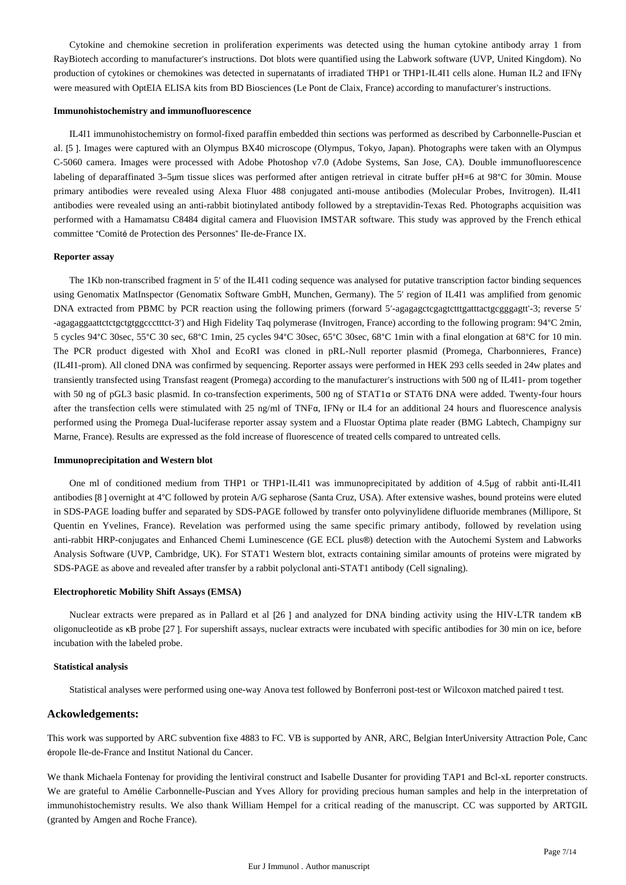Cytokine and chemokine secretion in proliferation experiments was detected using the human cytokine antibody array 1 from RayBiotech according to manufacturer's instructions. Dot blots were quantified using the Labwork software (UVP, United Kingdom). No production of cytokines or chemokines was detected in supernatants of irradiated THP1 or THP1-IL4I1 cells alone. Human IL2 and IFNγ were measured with OptEIA ELISA kits from BD Biosciences (Le Pont de Claix, France) according to manufacturer's instructions.

#### Immunohistochemistry and immunofluorescence

IL4I1 immunohistochemistry on formol-fixed paraffin embedded thin sections was performed as described by Carbonnelle-Puscian et al. [5 ]. Images were captured with an Olympus BX40 microscope (Olympus, Tokyo, Japan). Photographs were taken with an Olympus C-5060 camera. Images were processed with Adobe Photoshop v7.0 (Adobe Systems, San Jose, CA). Double immunofluorescence labeling of deparaffinated 3–5μm tissue slices was performed after antigen retrieval in citrate buffer pH=6 at 98°C for 30min. Mouse primary antibodies were revealed using Alexa Fluor 488 conjugated anti-mouse antibodies (Molecular Probes, Invitrogen). IL4I1 antibodies were revealed using an anti-rabbit biotinylated antibody followed by a streptavidin-Texas Red. Photographs acquisition was performed with a Hamamatsu C8484 digital camera and Fluovision IMSTAR software. This study was approved by the French ethical committee "Comité de Protection des Personnes" Ile-de-France IX.

#### Reporter assay

The 1Kb non-transcribed fragment in 5′ of the IL4I1 coding sequence was analysed for putative transcription factor binding sequences using Genomatix MatInspector (Genomatix Software GmbH, Munchen, Germany). The 5′ region of IL4I1 was amplified from genomic DNA extracted from PBMC by PCR reaction using the following primers (forward 5′-agagagctcgagtctttgatttactgcgggagtt′-3; reverse 5′ -agagaggaattctctgctgtggccctttct-3′) and High Fidelity Taq polymerase (Invitrogen, France) according to the following program: 94°C 2min, 5 cycles 94°C 30sec, 55°C 30 sec, 68°C 1min, 25 cycles 94°C 30sec, 65°C 30sec, 68°C 1min with a final elongation at 68°C for 10 min. The PCR product digested with XhoI and EcoRI was cloned in pRL-Null reporter plasmid (Promega, Charbonnieres, France) (IL4I1-prom). All cloned DNA was confirmed by sequencing. Reporter assays were performed in HEK 293 cells seeded in 24w plates and transiently transfected using Transfast reagent (Promega) according to the manufacturer's instructions with 500 ng of IL4I1- prom together with 50 ng of pGL3 basic plasmid. In co-transfection experiments, 500 ng of STAT1α or STAT6 DNA were added. Twenty-four hours after the transfection cells were stimulated with 25 ng/ml of TNFα, IFNγ or IL4 for an additional 24 hours and fluorescence analysis performed using the Promega Dual-luciferase reporter assay system and a Fluostar Optima plate reader (BMG Labtech, Champigny sur Marne, France). Results are expressed as the fold increase of fluorescence of treated cells compared to untreated cells.

#### Immunoprecipitation and Western blot

One ml of conditioned medium from THP1 or THP1-IL4I1 was immunoprecipitated by addition of 4.5μg of rabbit anti-IL4I1 antibodies [8 ] overnight at 4°C followed by protein A/G sepharose (Santa Cruz, USA). After extensive washes, bound proteins were eluted in SDS-PAGE loading buffer and separated by SDS-PAGE followed by transfer onto polyvinylidene difluoride membranes (Millipore, St Quentin en Yvelines, France). Revelation was performed using the same specific primary antibody, followed by revelation using anti-rabbit HRP-conjugates and Enhanced Chemi Luminescence (GE ECL plus®) detection with the Autochemi System and Labworks Analysis Software (UVP, Cambridge, UK). For STAT1 Western blot, extracts containing similar amounts of proteins were migrated by SDS-PAGE as above and revealed after transfer by a rabbit polyclonal anti-STAT1 antibody (Cell signaling).

#### Electrophoretic Mobility Shift Assays (EMSA)

Nuclear extracts were prepared as in Pallard et al [26 ] and analyzed for DNA binding activity using the HIV-LTR tandem κB oligonucleotide as κB probe [27 ]. For supershift assays, nuclear extracts were incubated with specific antibodies for 30 min on ice, before incubation with the labeled probe.

#### Statistical analysis

Statistical analyses were performed using one-way Anova test followed by Bonferroni post-test or Wilcoxon matched paired t test.

## Ackowledgements:

This work was supported by ARC subvention fixe 4883 to FC. VB is supported by ANR, ARC, Belgian InterUniversity Attraction Pole, Canc éropole Ile-de-France and Institut National du Cancer.

We thank Michaela Fontenay for providing the lentiviral construct and Isabelle Dusanter for providing TAP1 and Bcl-xL reporter constructs. We are grateful to Amélie Carbonnelle-Puscian and Yves Allory for providing precious human samples and help in the interpretation of immunohistochemistry results. We also thank William Hempel for a critical reading of the manuscript. CC was supported by ARTGIL (granted by Amgen and Roche France).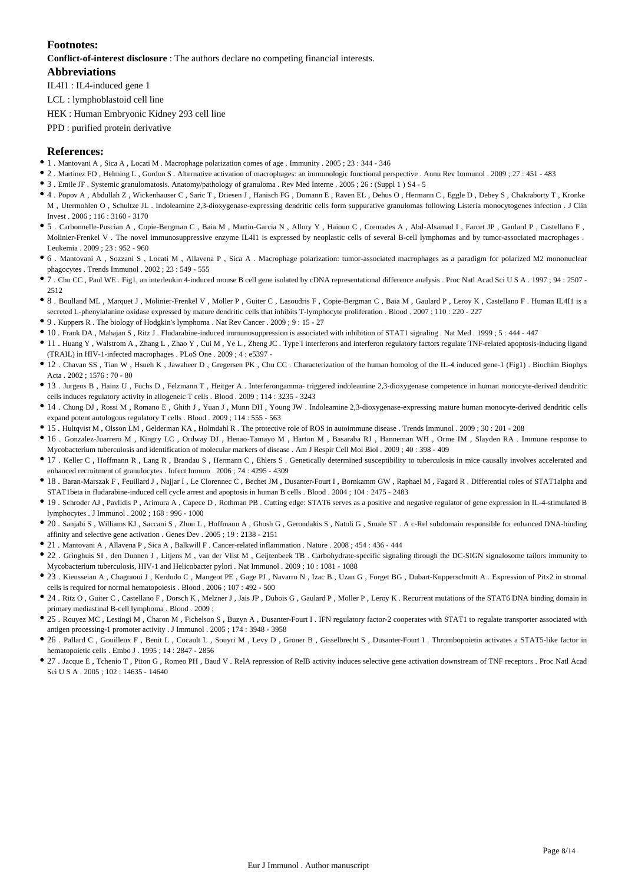### Footnotes:

**Conflict-of-interest disclosure** : The authors declare no competing financial interests.

### Abbreviations

IL4I1 : IL4-induced gene 1

LCL : lymphoblastoid cell line

HEK : Human Embryonic Kidney 293 cell line

PPD : purified protein derivative

### References:

- 1 . Mantovani A , Sica A , Locati M . Macrophage polarization comes of age . Immunity . 2005 ; 23 : 344 - 346
- 2 . Martinez FO , Helming L , Gordon S . Alternative activation of macrophages: an immunologic functional perspective . Annu Rev Immunol . 2009 ; 27 : 451 - 483
- 3 . Emile JF . Systemic granulomatosis. Anatomy/pathology of granuloma . Rev Med Interne . 2005 ; 26 : (Suppl 1 ) S4 - 5
- 4 . Popov A , Abdullah Z , Wickenhauser C , Saric T , Driesen J , Hanisch FG , Domann E , Raven EL , Dehus O , Hermann C , Eggle D , Debey S , Chakraborty T , Kronke M , Utermohlen O , Schultze JL . Indoleamine 2,3-dioxygenase-expressing dendritic cells form suppurative granulomas following Listeria monocytogenes infection . J Clin Invest . 2006 ; 116 : 3160 - 3170
- 5 . Carbonnelle-Puscian A , Copie-Bergman C , Baia M , Martin-Garcia N , Allory Y , Haioun C , Cremades A , Abd-Alsamad I , Farcet JP , Gaulard P , Castellano F , Molinier-Frenkel V . The novel immunosuppressive enzyme IL4I1 is expressed by neoplastic cells of several B-cell lymphomas and by tumor-associated macrophages . Leukemia . 2009 ; 23 : 952 - 960
- 6 . Mantovani A , Sozzani S , Locati M , Allavena P , Sica A . Macrophage polarization: tumor-associated macrophages as a paradigm for polarized M2 mononuclear phagocytes . Trends Immunol . 2002 ; 23 : 549 - 555
- 7 . Chu CC , Paul WE . Fig1, an interleukin 4-induced mouse B cell gene isolated by cDNA representational difference analysis . Proc Natl Acad Sci U S A . 1997 ; 94 : 2507 - 2512
- 8 . Boulland ML , Marquet J , Molinier-Frenkel V , Moller P , Guiter C , Lasoudris F , Copie-Bergman C , Baia M , Gaulard P , Leroy K , Castellano F . Human IL4I1 is a secreted L-phenylalanine oxidase expressed by mature dendritic cells that inhibits T-lymphocyte proliferation . Blood . 2007 ; 110 : 220 - 227
- 9 . Kuppers R . The biology of Hodgkin's lymphoma . Nat Rev Cancer . 2009 ; 9 : 15 - 27
- 10 . Frank DA , Mahajan S , Ritz J . Fludarabine-induced immunosuppression is associated with inhibition of STAT1 signaling . Nat Med . 1999 ; 5 : 444 - 447
- 11 . Huang Y , Walstrom A , Zhang L , Zhao Y , Cui M , Ye L , Zheng JC . Type I interferons and interferon regulatory factors regulate TNF-related apoptosis-inducing ligand (TRAIL) in HIV-1-infected macrophages . PLoS One . 2009 ; 4 : e5397 -
- 12 . Chavan SS , Tian W , Hsueh K , Jawaheer D , Gregersen PK , Chu CC . Characterization of the human homolog of the IL-4 induced gene-1 (Fig1) . Biochim Biophys Acta . 2002 ; 1576 : 70 - 80
- 13 . Jurgens B , Hainz U , Fuchs D , Felzmann T , Heitger A . Interferongamma- triggered indoleamine 2,3-dioxygenase competence in human monocyte-derived dendritic cells induces regulatory activity in allogeneic T cells . Blood . 2009 ; 114 : 3235 - 3243
- 14 . Chung DJ , Rossi M , Romano E , Ghith J , Yuan J , Munn DH , Young JW . Indoleamine 2,3-dioxygenase-expressing mature human monocyte-derived dendritic cells expand potent autologous regulatory T cells . Blood . 2009 ; 114 : 555 - 563
- 15 . Hultqvist M , Olsson LM , Gelderman KA , Holmdahl R . The protective role of ROS in autoimmune disease . Trends Immunol . 2009 ; 30 : 201 - 208
- 16 . Gonzalez-Juarrero M , Kingry LC , Ordway DJ , Henao-Tamayo M , Harton M , Basaraba RJ , Hanneman WH , Orme IM , Slayden RA . Immune response to Mycobacterium tuberculosis and identification of molecular markers of disease . Am J Respir Cell Mol Biol . 2009 ; 40 : 398 - 409
- 17 . Keller C , Hoffmann R , Lang R , Brandau S , Hermann C , Ehlers S . Genetically determined susceptibility to tuberculosis in mice causally involves accelerated and enhanced recruitment of granulocytes . Infect Immun . 2006 ; 74 : 4295 - 4309
- 18 . Baran-Marszak F , Feuillard J , Najjar I , Le Clorennec C , Bechet JM , Dusanter-Fourt I , Bornkamm GW , Raphael M , Fagard R . Differential roles of STAT1alpha and STAT1beta in fludarabine-induced cell cycle arrest and apoptosis in human B cells . Blood . 2004 ; 104 : 2475 - 2483
- 19 . Schroder AJ , Pavlidis P , Arimura A , Capece D , Rothman PB . Cutting edge: STAT6 serves as a positive and negative regulator of gene expression in IL-4-stimulated B lymphocytes . J Immunol . 2002 ; 168 : 996 - 1000
- 20 . Sanjabi S , Williams KJ , Saccani S , Zhou L , Hoffmann A , Ghosh G , Gerondakis S , Natoli G , Smale ST . A c-Rel subdomain responsible for enhanced DNA-binding affinity and selective gene activation . Genes Dev . 2005 ; 19 : 2138 - 2151
- 21 . Mantovani A , Allavena P , Sica A , Balkwill F . Cancer-related inflammation . Nature . 2008 ; 454 : 436 - 444
- 22 . Gringhuis SI , den Dunnen J , Litjens M , van der Vlist M , Geijtenbeek TB . Carbohydrate-specific signaling through the DC-SIGN signalosome tailors immunity to Mycobacterium tuberculosis, HIV-1 and Helicobacter pylori . Nat Immunol . 2009 ; 10 : 1081 - 1088
- 23 . Kieusseian A , Chagraoui J , Kerdudo C , Mangeot PE , Gage PJ , Navarro N , Izac B , Uzan G , Forget BG , Dubart-Kupperschmitt A . Expression of Pitx2 in stromal cells is required for normal hematopoiesis . Blood . 2006 ; 107 : 492 - 500
- 24 . Ritz O , Guiter C , Castellano F , Dorsch K , Melzner J , Jais JP , Dubois G , Gaulard P , Moller P , Leroy K . Recurrent mutations of the STAT6 DNA binding domain in primary mediastinal B-cell lymphoma . Blood . 2009 ;
- 25 . Rouyez MC , Lestingi M , Charon M , Fichelson S , Buzyn A , Dusanter-Fourt I . IFN regulatory factor-2 cooperates with STAT1 to regulate transporter associated with antigen processing-1 promoter activity . J Immunol . 2005 ; 174 : 3948 - 3958
- 26 . Pallard C , Gouilleux F , Benit L , Cocault L , Souyri M , Levy D , Groner B , Gisselbrecht S , Dusanter-Fourt I . Thrombopoietin activates a STAT5-like factor in hematopoietic cells . Embo J . 1995 ; 14 : 2847 - 2856
- 27 . Jacque E , Tchenio T , Piton G , Romeo PH , Baud V . RelA repression of RelB activity induces selective gene activation downstream of TNF receptors . Proc Natl Acad Sci U S A . 2005 ; 102 : 14635 - 14640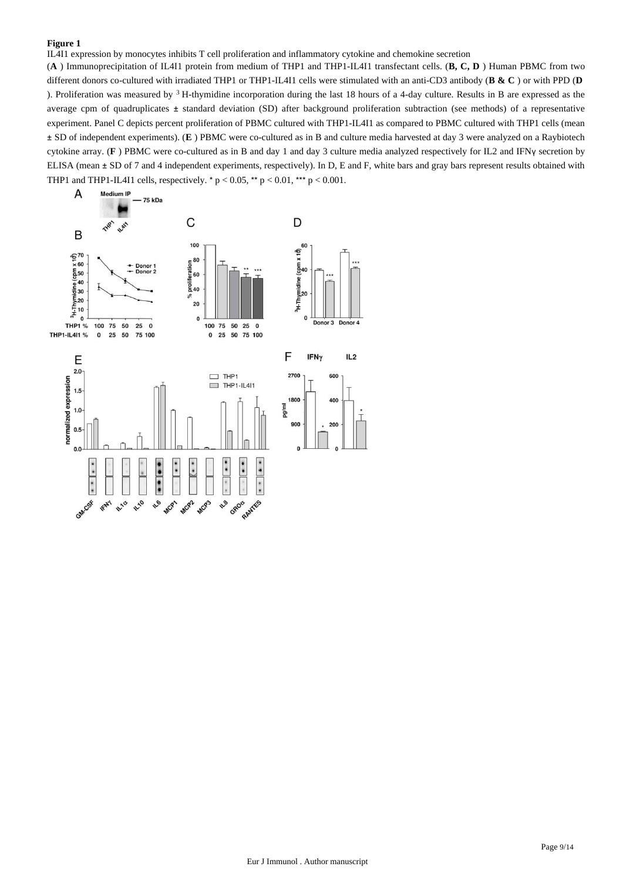**Figure 1**

IL4I1 expression by monocytes inhibits T cell proliferation and inflammatory cytokine and chemokine secretion

(**A** ) Immunoprecipitation of IL4I1 protein from medium of THP1 and THP1-IL4I1 transfectant cells. (**B, C, D** ) Human PBMC from two different donors co-cultured with irradiated THP1 or THP1-IL4I1 cells were stimulated with an anti-CD3 antibody (**B & C** ) or with PPD (**D** ). Proliferation was measured by $^{3}$H-thymidine incorporation during the last 18 hours of a 4-day culture. Results in B are expressed as the average cpm of quadruplicates ± standard deviation (SD) after background proliferation subtraction (see methods) of a representative experiment. Panel C depicts percent proliferation of PBMC cultured with THP1-IL4I1 as compared to PBMC cultured with THP1 cells (mean ± SD of independent experiments). (**E** ) PBMC were co-cultured as in B and culture media harvested at day 3 were analyzed on a Raybiotech cytokine array. (**F** ) PBMC were co-cultured as in B and day 1 and day 3 culture media analyzed respectively for IL2 and IFNγ secretion by ELISA (mean ± SD of 7 and 4 independent experiments, respectively). In D, E and F, white bars and gray bars represent results obtained with THP1 and THP1-IL4I1 cells, respectively. * $p < 0.05$, ** $p < 0.01$, *** $p < 0.001$.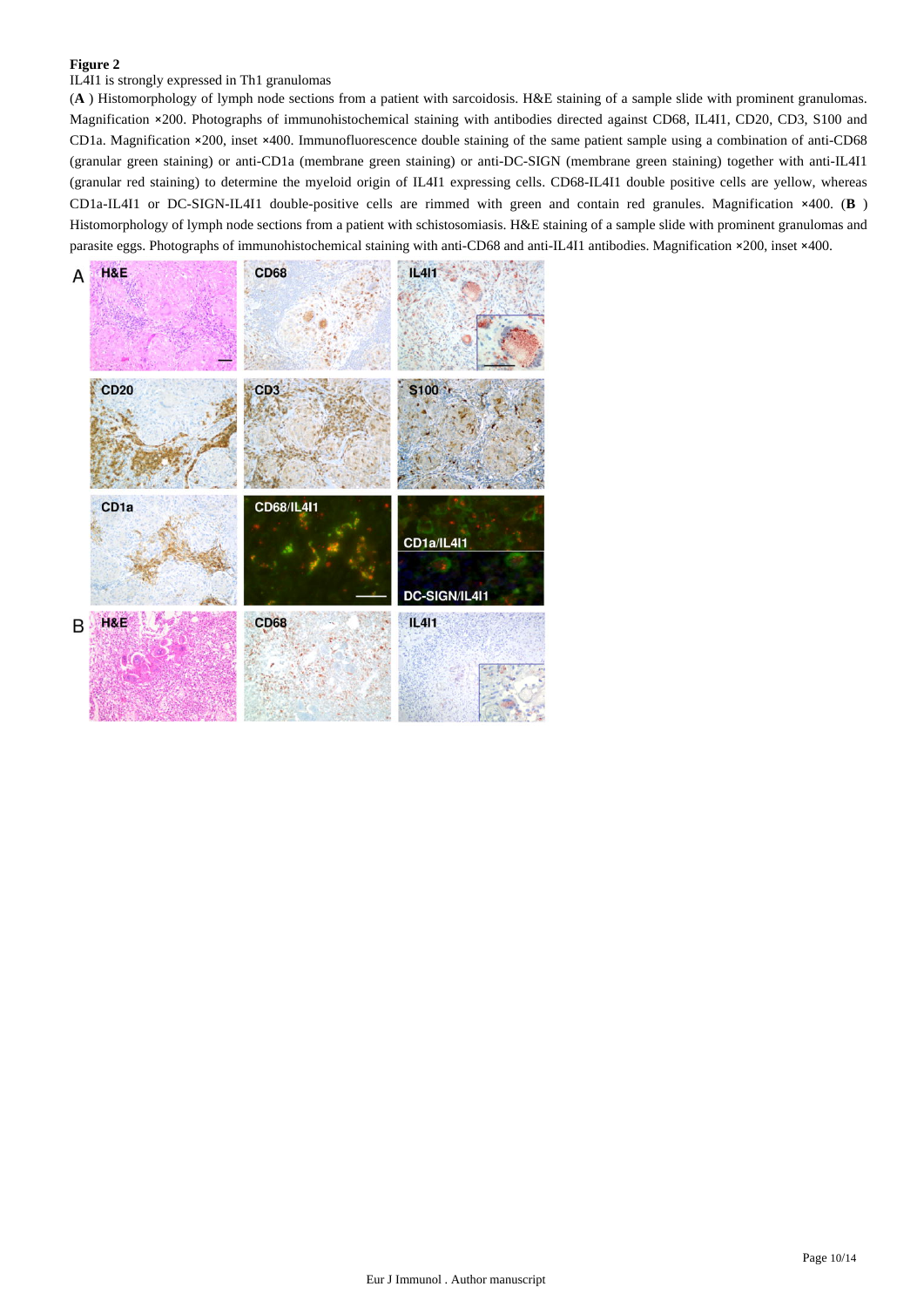**Figure 2**

IL4I1 is strongly expressed in Th1 granulomas

(**A** ) Histomorphology of lymph node sections from a patient with sarcoidosis. H&E staining of a sample slide with prominent granulomas. Magnification ×200. Photographs of immunohistochemical staining with antibodies directed against CD68, IL4I1, CD20, CD3, S100 and CD1a. Magnification ×200, inset ×400. Immunofluorescence double staining of the same patient sample using a combination of anti-CD68 (granular green staining) or anti-CD1a (membrane green staining) or anti-DC-SIGN (membrane green staining) together with anti-IL4I1 (granular red staining) to determine the myeloid origin of IL4I1 expressing cells. CD68-IL4I1 double positive cells are yellow, whereas CD1a-IL4I1 or DC-SIGN-IL4I1 double-positive cells are rimmed with green and contain red granules. Magnification ×400. (**B** ) Histomorphology of lymph node sections from a patient with schistosomiasis. H&E staining of a sample slide with prominent granulomas and parasite eggs. Photographs of immunohistochemical staining with anti-CD68 and anti-IL4I1 antibodies. Magnification ×200, inset ×400.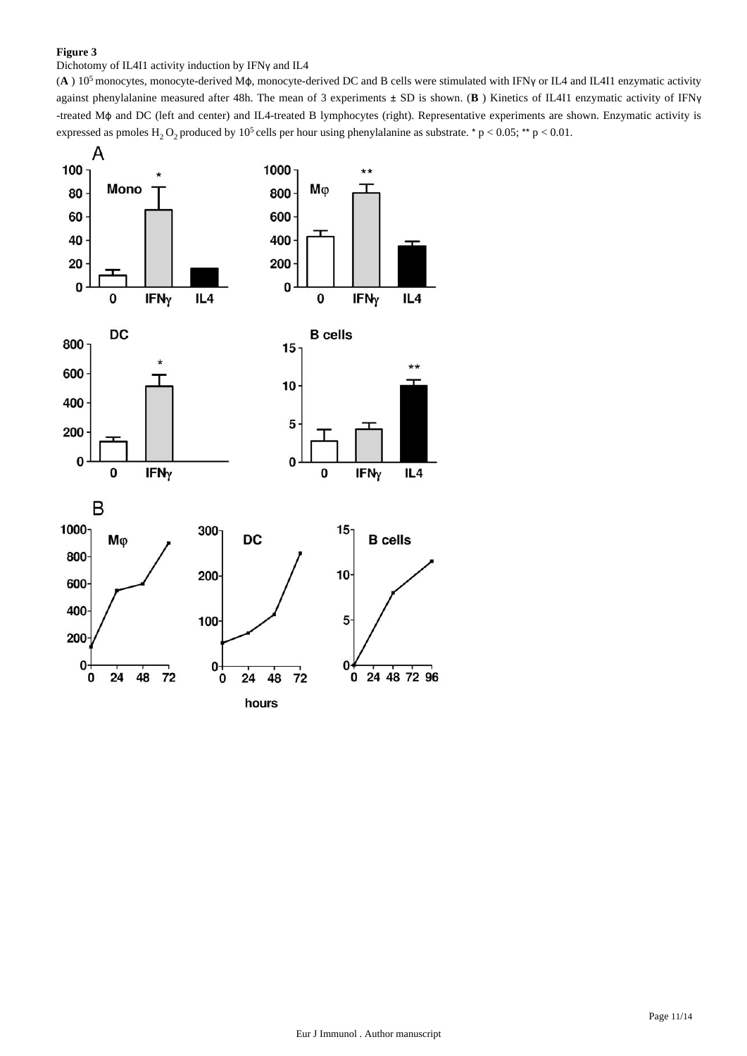**Figure 3**

Dichotomy of IL4I1 activity induction by IFNγ and IL4

(**A** ) $10^5$ monocytes, monocyte-derived Mϕ, monocyte-derived DC and B cells were stimulated with IFNγ or IL4 and IL4I1 enzymatic activity against phenylalanine measured after 48h. The mean of 3 experiments ± SD is shown. (**B** ) Kinetics of IL4I1 enzymatic activity of IFNγ -treated Mϕ and DC (left and center) and IL4-treated B lymphocytes (right). Representative experiments are shown. Enzymatic activity is expressed as pmoles $H_2O_2$ produced by $10^5$ cells per hour using phenylalanine as substrate. * $p < 0.05$; ** $p < 0.01$.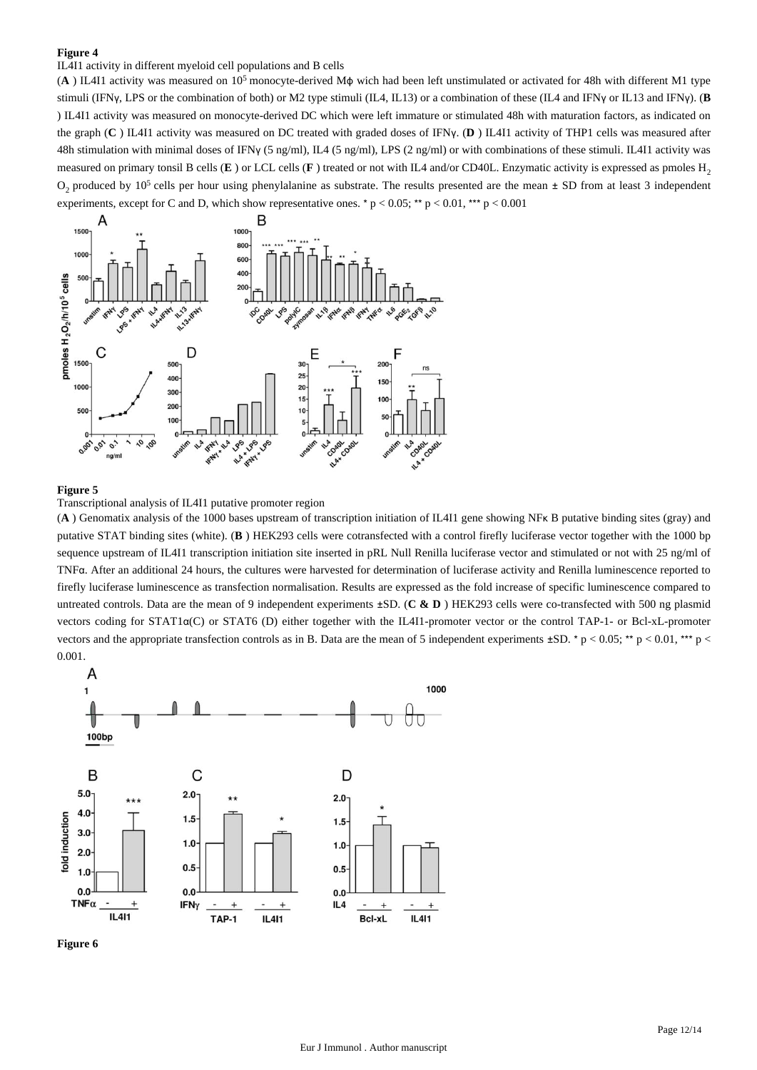**Figure 4**

IL4I1 activity in different myeloid cell populations and B cells

(**A** ) IL4I1 activity was measured on $10^5$ monocyte-derived Mϕ wich had been left unstimulated or activated for 48h with different M1 type stimuli (IFNγ, LPS or the combination of both) or M2 type stimuli (IL4, IL13) or a combination of these (IL4 and IFNγ or IL13 and IFNγ). (**B** ) IL4I1 activity was measured on monocyte-derived DC which were left immature or stimulated 48h with maturation factors, as indicated on the graph (**C** ) IL4I1 activity was measured on DC treated with graded doses of IFNγ. (**D** ) IL4I1 activity of THP1 cells was measured after 48h stimulation with minimal doses of IFNγ (5 ng/ml), IL4 (5 ng/ml), LPS (2 ng/ml) or with combinations of these stimuli. IL4I1 activity was measured on primary tonsil B cells (**E** ) or LCL cells (**F** ) treated or not with IL4 and/or CD40L. Enzymatic activity is expressed as pmoles $H_2O_2$ produced by $10^5$ cells per hour using phenylalanine as substrate. The results presented are the mean ± SD from at least 3 independent experiments, except for C and D, which show representative ones. * $p < 0.05$; ** $p < 0.01$, *** $p < 0.001$

**Figure 5**

Transcriptional analysis of IL4I1 putative promoter region

(**A** ) Genomatix analysis of the 1000 bases upstream of transcription initiation of IL4I1 gene showing NFκ B putative binding sites (gray) and putative STAT binding sites (white). (**B** ) HEK293 cells were cotransfected with a control firefly luciferase vector together with the 1000 bp sequence upstream of IL4I1 transcription initiation site inserted in pRL Null Renilla luciferase vector and stimulated or not with 25 ng/ml of TNFα. After an additional 24 hours, the cultures were harvested for determination of luciferase activity and Renilla luminescence reported to firefly luciferase luminescence as transfection normalisation. Results are expressed as the fold increase of specific luminescence compared to untreated controls. Data are the mean of 9 independent experiments ±SD. (**C & D** ) HEK293 cells were co-transfected with 500 ng plasmid vectors coding for STAT1α(C) or STAT6 (D) either together with the IL4I1-promoter vector or the control TAP-1- or Bcl-xL-promoter vectors and the appropriate transfection controls as in B. Data are the mean of 5 independent experiments ±SD. * $p < 0.05$; ** $p < 0.01$, *** $p < 0.001$.

**Figure 6**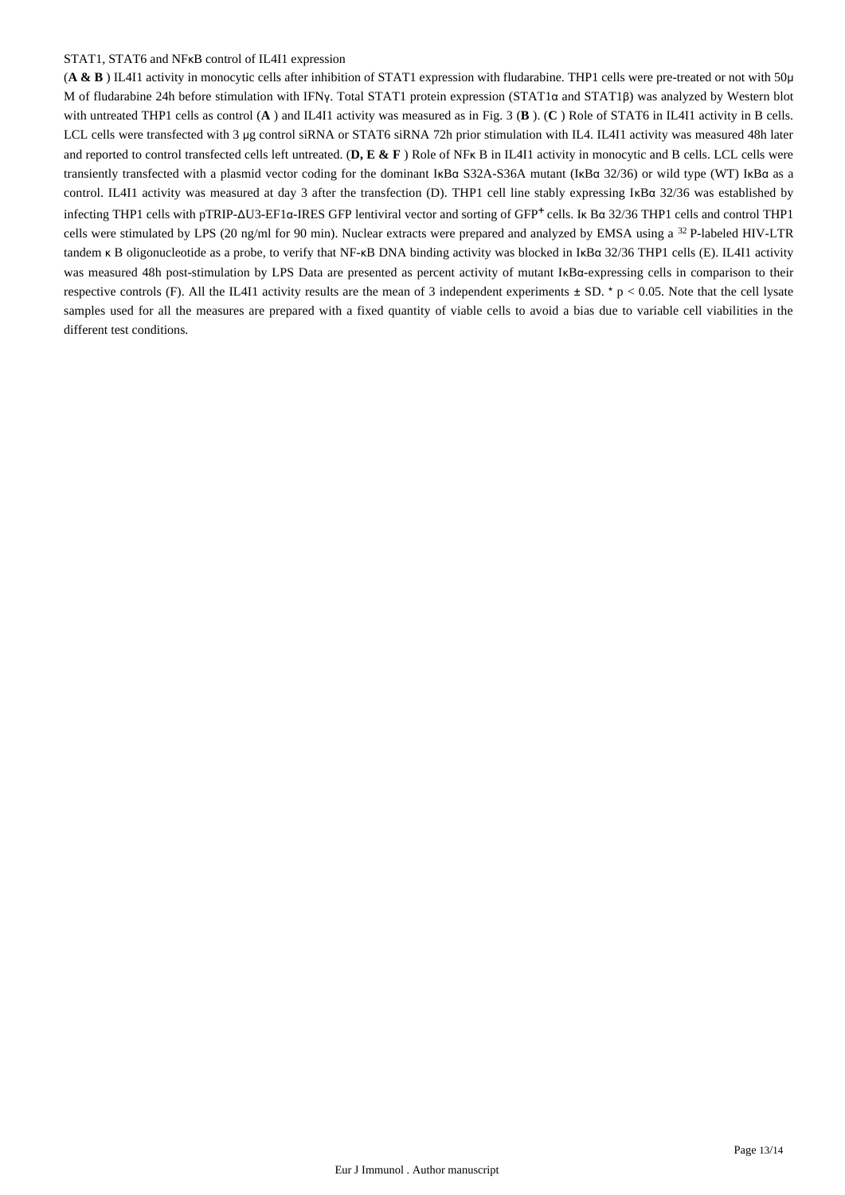STAT1, STAT6 and NFκB control of IL4I1 expression

(**A & B** ) IL4I1 activity in monocytic cells after inhibition of STAT1 expression with fludarabine. THP1 cells were pre-treated or not with 50μ M of fludarabine 24h before stimulation with IFNγ. Total STAT1 protein expression (STAT1α and STAT1β) was analyzed by Western blot with untreated THP1 cells as control (**A** ) and IL4I1 activity was measured as in Fig. 3 (**B** ). (**C** ) Role of STAT6 in IL4I1 activity in B cells. LCL cells were transfected with 3 μg control siRNA or STAT6 siRNA 72h prior stimulation with IL4. IL4I1 activity was measured 48h later and reported to control transfected cells left untreated. (**D, E & F** ) Role of NFκ B in IL4I1 activity in monocytic and B cells. LCL cells were transiently transfected with a plasmid vector coding for the dominant IκBα S32A-S36A mutant (IκBα 32/36) or wild type (WT) IκBα as a control. IL4I1 activity was measured at day 3 after the transfection (D). THP1 cell line stably expressing IκBα 32/36 was established by infecting THP1 cells with pTRIP-ΔU3-EF1α-IRES GFP lentiviral vector and sorting of $GFP^{+}$ cells. Iκ Bα 32/36 THP1 cells and control THP1 cells were stimulated by LPS (20 ng/ml for 90 min). Nuclear extracts were prepared and analyzed by EMSA using a $^{32}$ P-labeled HIV-LTR tandem κ B oligonucleotide as a probe, to verify that NF-κB DNA binding activity was blocked in IκBα 32/36 THP1 cells (E). IL4I1 activity was measured 48h post-stimulation by LPS Data are presented as percent activity of mutant IκBα-expressing cells in comparison to their respective controls (F). All the IL4I1 activity results are the mean of 3 independent experiments ± SD. * $p < 0.05$. Note that the cell lysate samples used for all the measures are prepared with a fixed quantity of viable cells to avoid a bias due to variable cell viabilities in the different test conditions.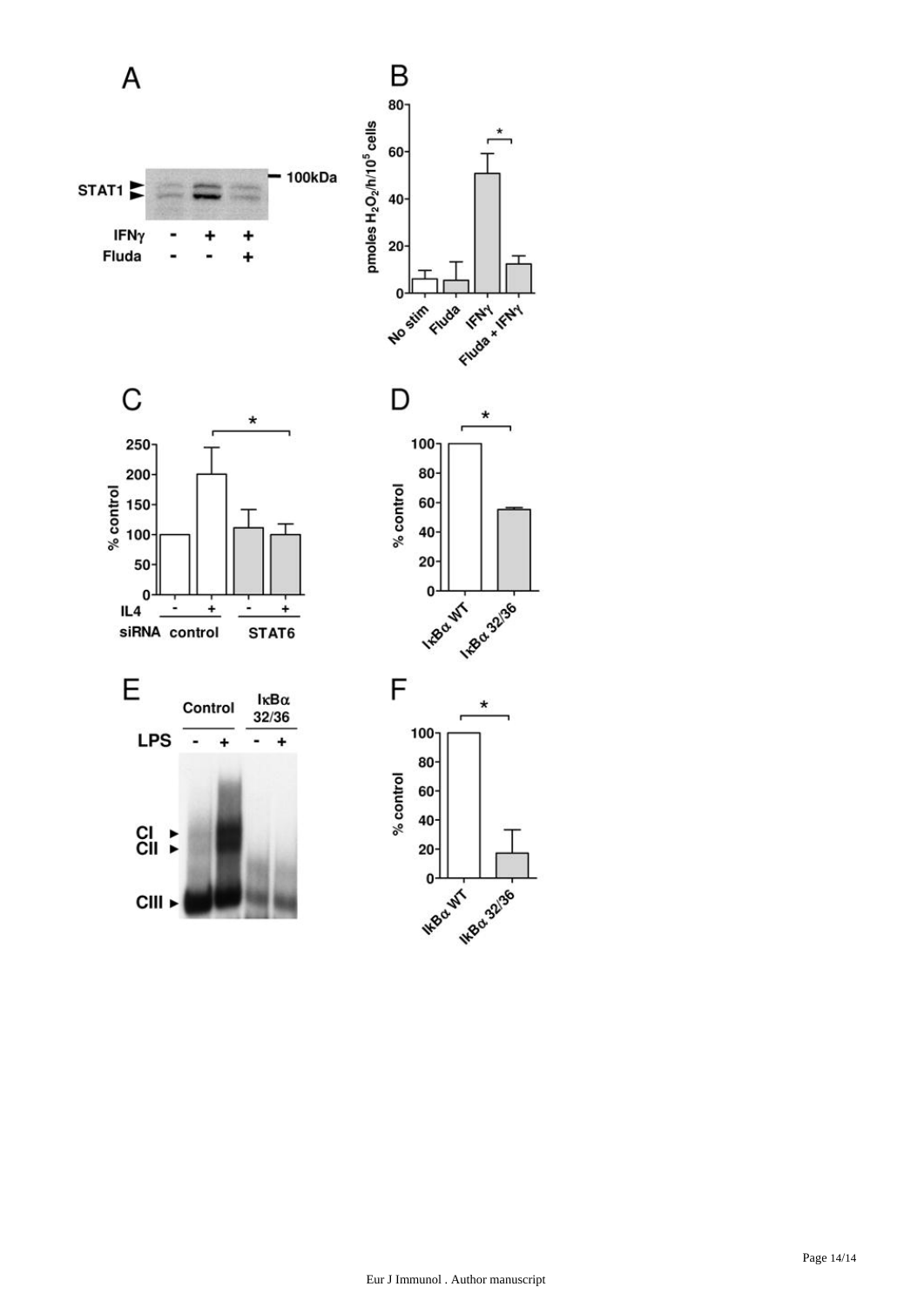A

STAT1

100kDa

IFNγ - + +

Fluda - - +

B

pmoles $H_2O_2$/h/$10^5$ cells

80

60

40

20

0

*

No stim

Fluda

IFNγ

Fluda + IFNγ

C

% control

250

200

150

100

50

0

*

IL4 - + - +

siRNA control STAT6

D

% control

100

80

60

40

20

0

*

IκBα WT

IκBα 32/36

E

Control

IκBα 32/36

LPS - + - +

CI

CII

CIII

F

% control

100

80

60

40

20

0

*

IkBα WT

IkBα 32/36